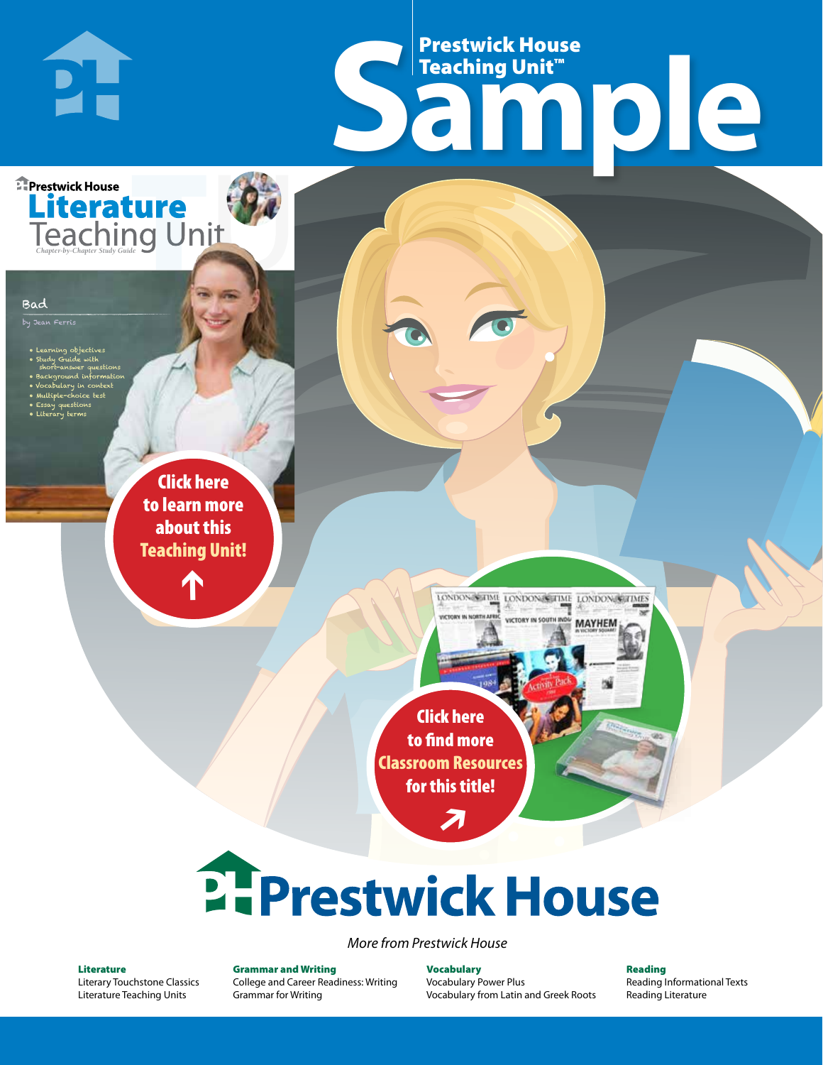# Prestwick House Teaching Unit™ Sample

Prestwick House

**Literature** Teaching Unit

*Chapter-by-Chapter Study Guide*

Bad

by Jean Ferris

- Learning objectives
- Study Guide with short-answer questions
- Background information
- Vocabulary in context
- Multiple-choice test
- Essay questions
- Literary terms

**Click here to learn more about this Teaching Unit!**

**Click here to find more Classroom Resources for this title!**

# Prestwick House

*More from Prestwick House*

**Literature**
Literary Touchstone Classics
Literature Teaching Units

**Grammar and Writing**
College and Career Readiness: Writing
Grammar for Writing

**Vocabulary**
Vocabulary Power Plus
Vocabulary from Latin and Greek Roots

**Reading**
Reading Informational Texts
Reading Literature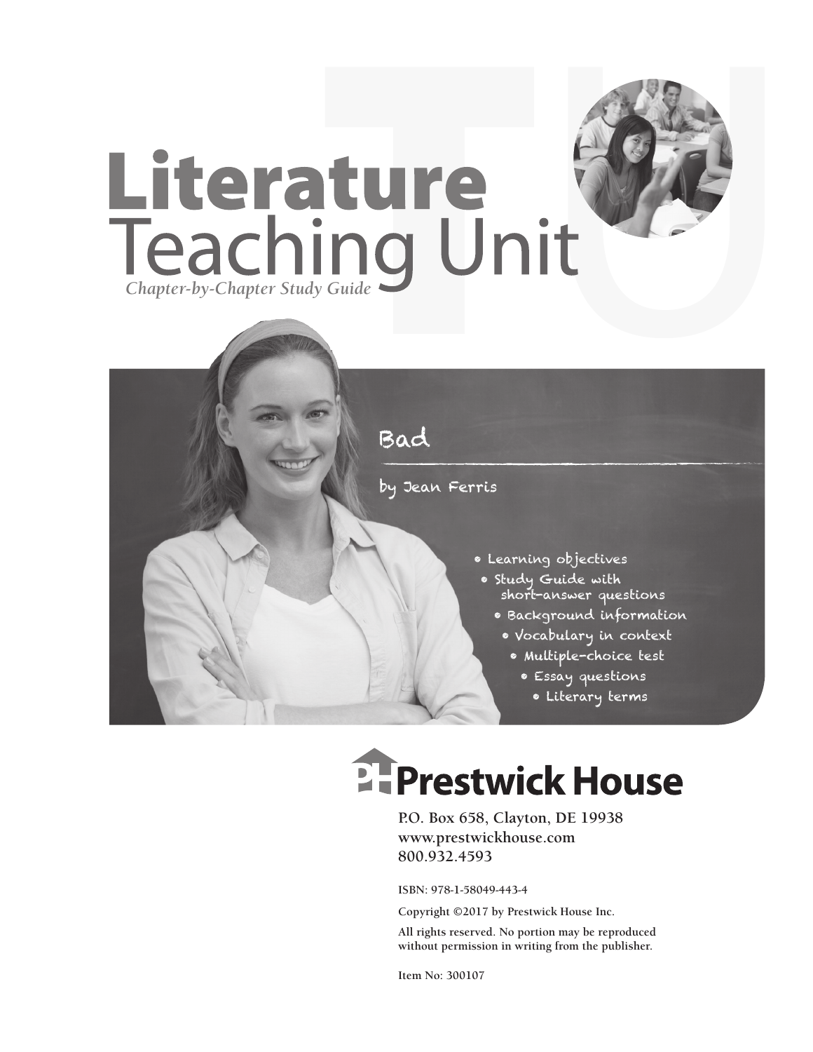# Literature Teaching Unit

*Chapter-by-Chapter Study Guide*

## Bad

by Jean Ferris

- Learning objectives
- Study Guide with short-answer questions
- Background information
- Vocabulary in context
- Multiple-choice test
- Essay questions
- Literary terms

**Prestwick House**

P.O. Box 658, Clayton, DE 19938
www.prestwickhouse.com
800.932.4593

ISBN: 978-1-58049-443-4

Copyright ©2017 by Prestwick House Inc.

All rights reserved. No portion may be reproduced without permission in writing from the publisher.

Item No: 300107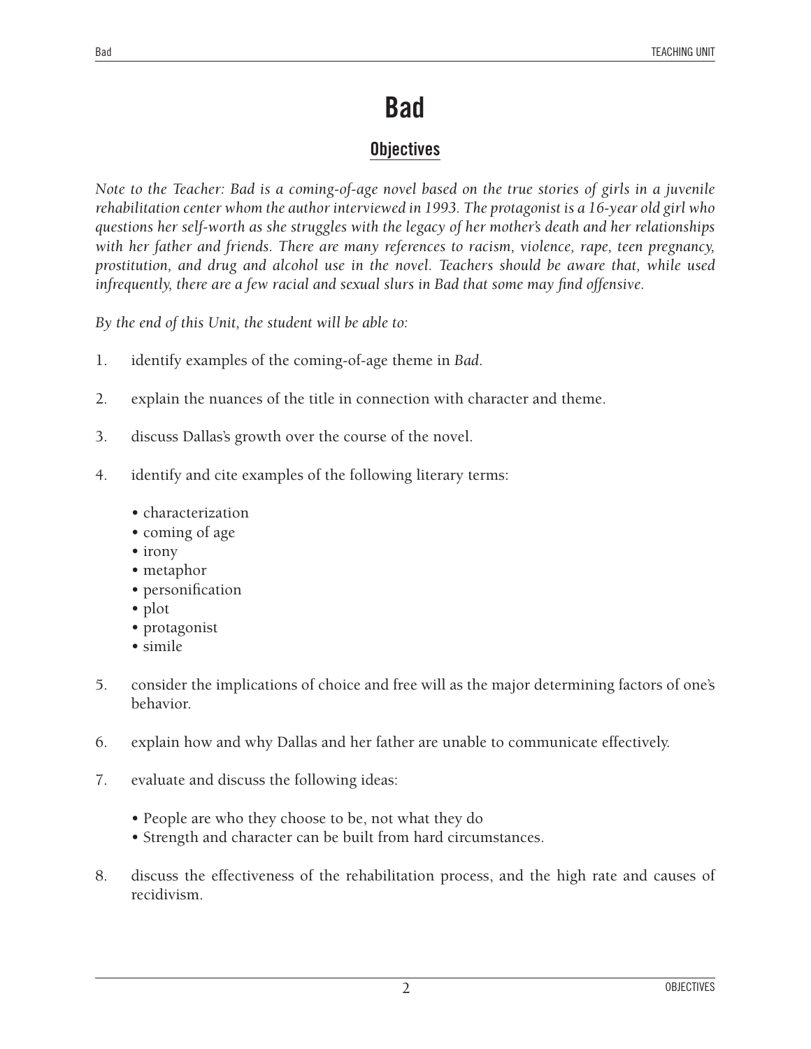# Bad

## Objectives

*Note to the Teacher: Bad is a coming-of-age novel based on the true stories of girls in a juvenile rehabilitation center whom the author interviewed in 1993. The protagonist is a 16-year old girl who questions her self-worth as she struggles with the legacy of her mother's death and her relationships with her father and friends. There are many references to racism, violence, rape, teen pregnancy, prostitution, and drug and alcohol use in the novel. Teachers should be aware that, while used infrequently, there are a few racial and sexual slurs in Bad that some may find offensive.*

*By the end of this Unit, the student will be able to:*

1. identify examples of the coming-of-age theme in *Bad*.

2. explain the nuances of the title in connection with character and theme.

3. discuss Dallas's growth over the course of the novel.

4. identify and cite examples of the following literary terms:

    - characterization
    - coming of age
    - irony
    - metaphor
    - personification
    - plot
    - protagonist
    - simile

5. consider the implications of choice and free will as the major determining factors of one's behavior.

6. explain how and why Dallas and her father are unable to communicate effectively.

7. evaluate and discuss the following ideas:

    - People are who they choose to be, not what they do
    - Strength and character can be built from hard circumstances.

8. discuss the effectiveness of the rehabilitation process, and the high rate and causes of recidivism.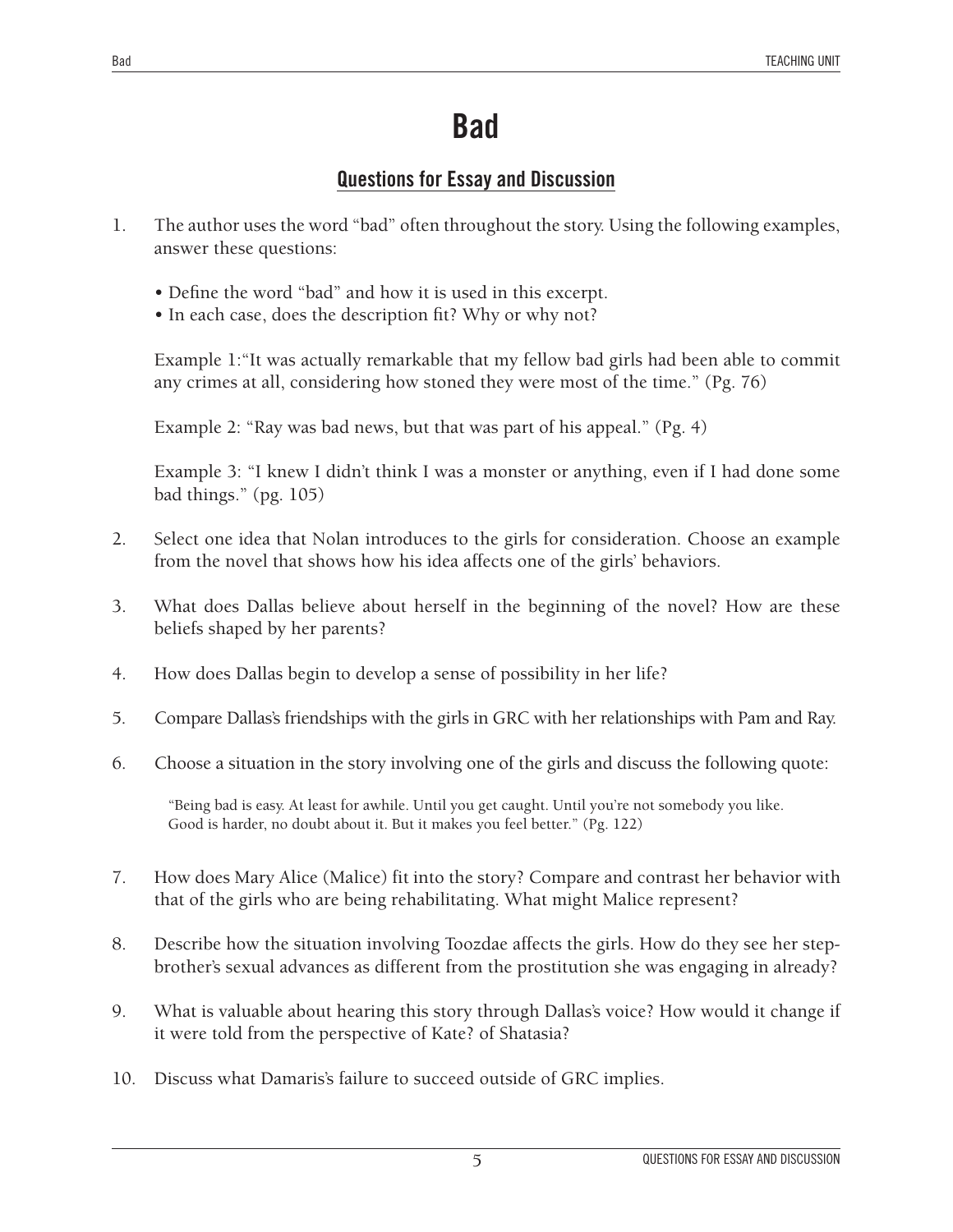# Bad

## Questions for Essay and Discussion

1. The author uses the word "bad" often throughout the story. Using the following examples, answer these questions:

   - Define the word "bad" and how it is used in this excerpt.
   - In each case, does the description fit? Why or why not?

   Example 1:"It was actually remarkable that my fellow bad girls had been able to commit any crimes at all, considering how stoned they were most of the time." (Pg. 76)

   Example 2: "Ray was bad news, but that was part of his appeal." (Pg. 4)

   Example 3: "I knew I didn't think I was a monster or anything, even if I had done some bad things." (pg. 105)

2. Select one idea that Nolan introduces to the girls for consideration. Choose an example from the novel that shows how his idea affects one of the girls' behaviors.

3. What does Dallas believe about herself in the beginning of the novel? How are these beliefs shaped by her parents?

4. How does Dallas begin to develop a sense of possibility in her life?

5. Compare Dallas's friendships with the girls in GRC with her relationships with Pam and Ray.

6. Choose a situation in the story involving one of the girls and discuss the following quote:

   > "Being bad is easy. At least for awhile. Until you get caught. Until you're not somebody you like. Good is harder, no doubt about it. But it makes you feel better." (Pg. 122)

7. How does Mary Alice (Malice) fit into the story? Compare and contrast her behavior with that of the girls who are being rehabilitating. What might Malice represent?

8. Describe how the situation involving Toozdae affects the girls. How do they see her step-brother's sexual advances as different from the prostitution she was engaging in already?

9. What is valuable about hearing this story through Dallas's voice? How would it change if it were told from the perspective of Kate? of Shatasia?

10. Discuss what Damaris's failure to succeed outside of GRC implies.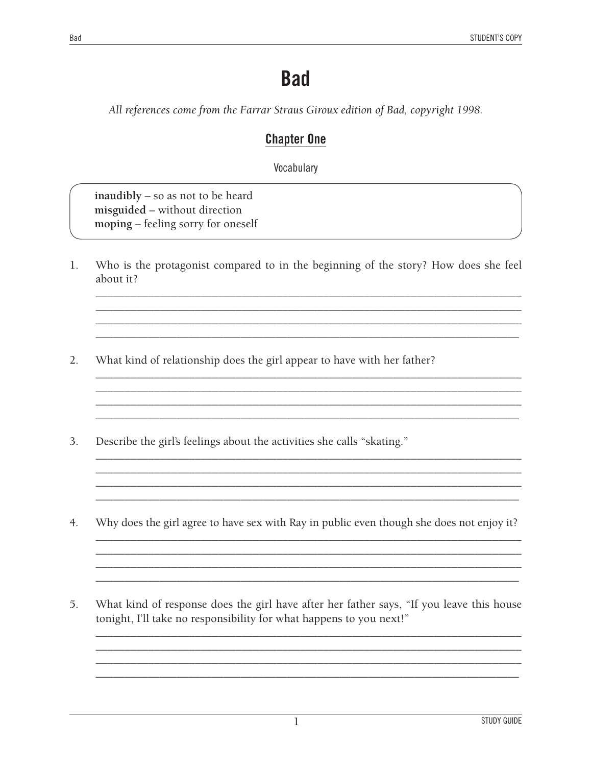# Bad

*All references come from the Farrar Straus Giroux edition of Bad, copyright 1998.*

## Chapter One

Vocabulary

**inaudibly –** so as not to be heard
**misguided –** without direction
**moping –** feeling sorry for oneself

1. Who is the protagonist compared to in the beginning of the story? How does she feel about it?

2. What kind of relationship does the girl appear to have with her father?

3. Describe the girl's feelings about the activities she calls "skating."

4. Why does the girl agree to have sex with Ray in public even though she does not enjoy it?

5. What kind of response does the girl have after her father says, "If you leave this house tonight, I'll take no responsibility for what happens to you next!"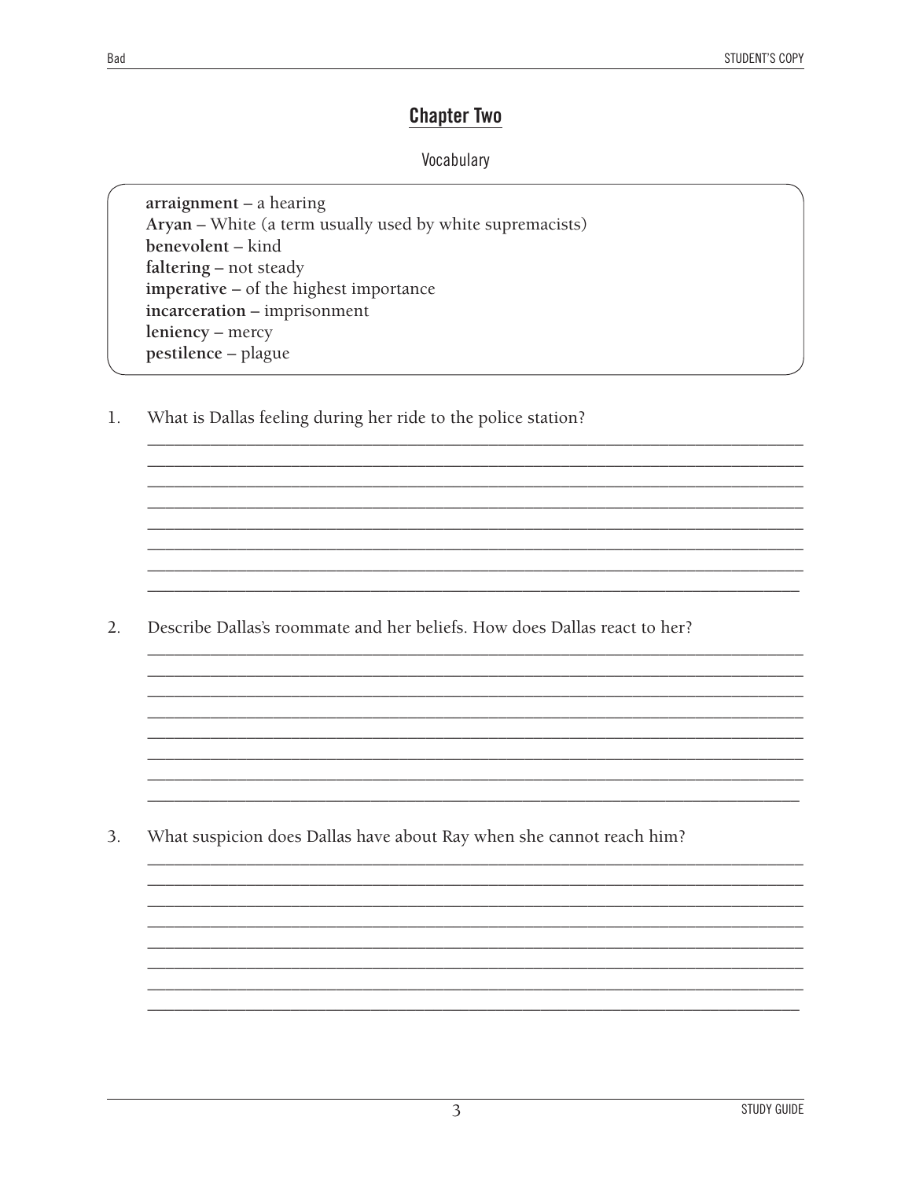## Chapter Two

Vocabulary

**arraignment** – a hearing
**Aryan** – White (a term usually used by white supremacists)
**benevolent** – kind
**faltering** – not steady
**imperative** – of the highest importance
**incarceration** – imprisonment
**leniency** – mercy
**pestilence** – plague

1. What is Dallas feeling during her ride to the police station?

2. Describe Dallas's roommate and her beliefs. How does Dallas react to her?

3. What suspicion does Dallas have about Ray when she cannot reach him?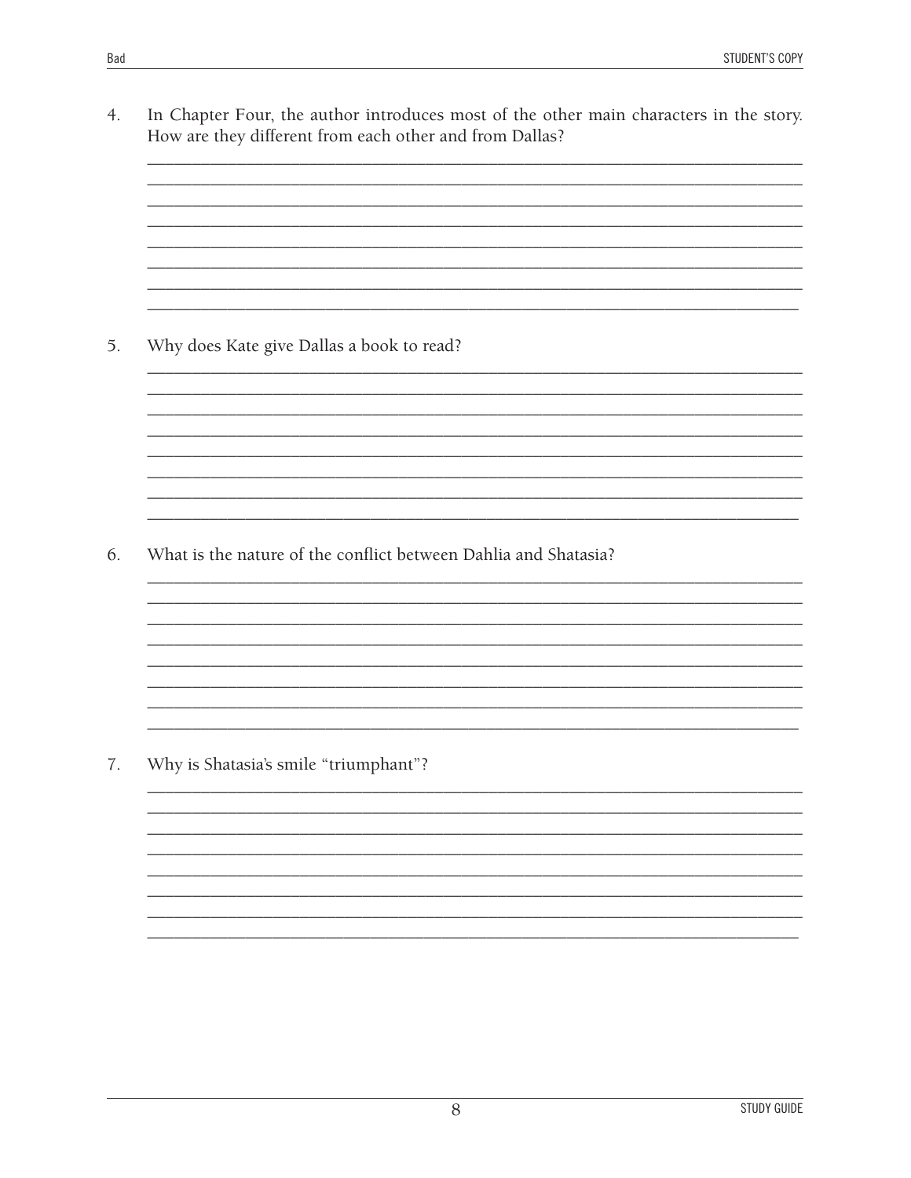4. In Chapter Four, the author introduces most of the other main characters in the story. How are they different from each other and from Dallas?

5. Why does Kate give Dallas a book to read?

6. What is the nature of the conflict between Dahlia and Shatasia?

7. Why is Shatasia's smile "triumphant"?